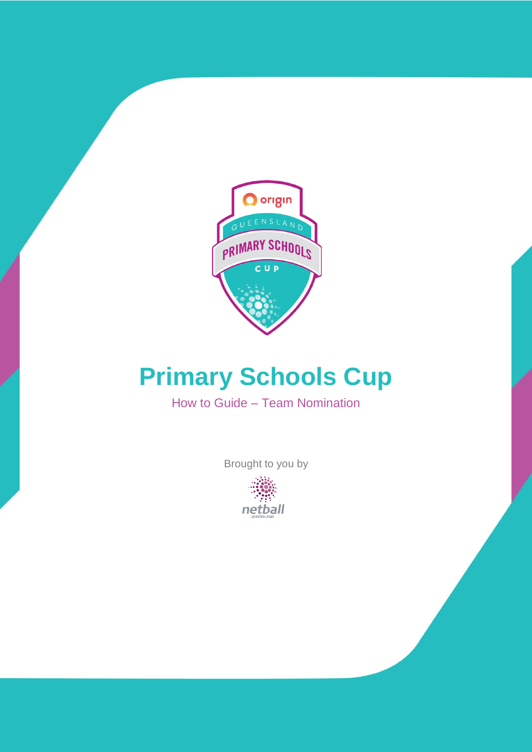# Primary Schools Cup

How to Guide – Team Nomination

Brought to you by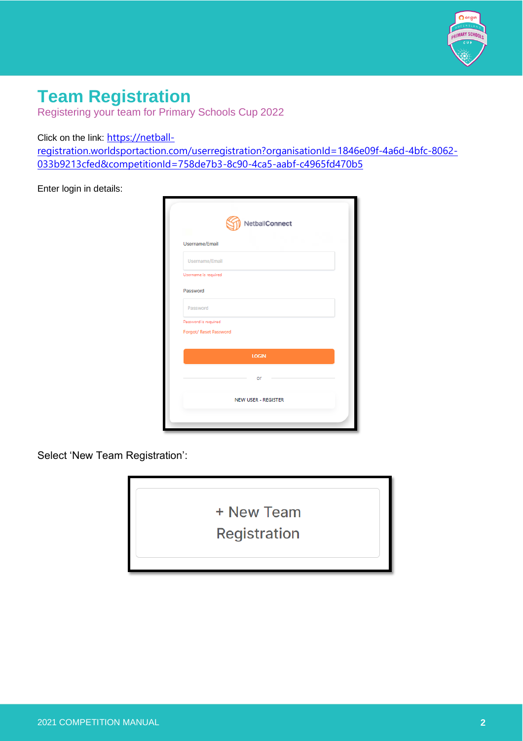# Team Registration

Registering your team for Primary Schools Cup 2022

Click on the link: https://netball-registration.worldsportaction.com/userregistration?organisationId=1846e09f-4a6d-4bfc-8062-033b9213cfed&competitionId=758de7b3-8c90-4ca5-aabf-c4965fd470b5

Enter login in details:

Select 'New Team Registration':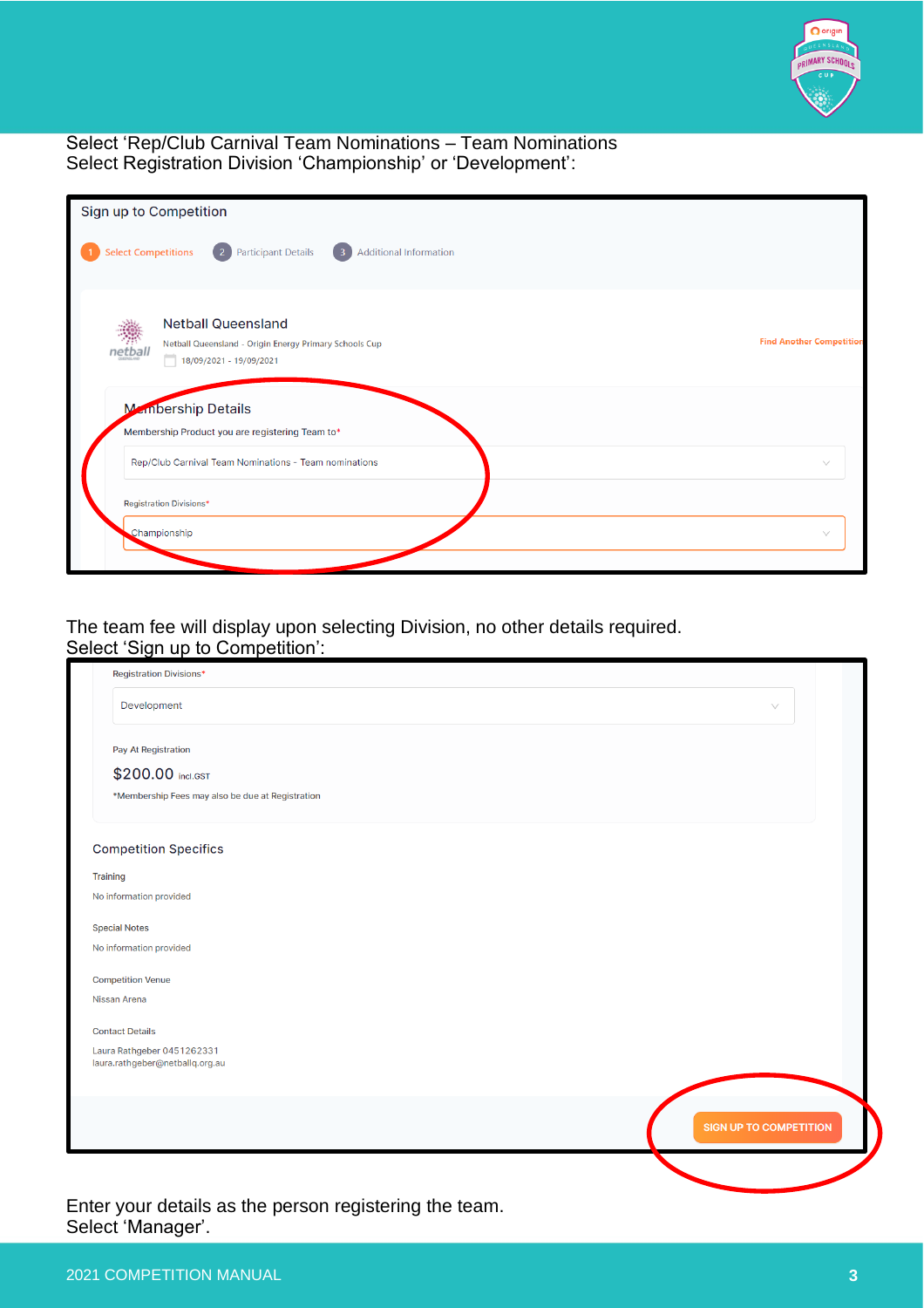Select 'Rep/Club Carnival Team Nominations – Team Nominations
Select Registration Division 'Championship' or 'Development':

Sign up to Competition

1 Select Competitions 2 Participant Details 3 Additional Information

Netball Queensland
Netball Queensland - Origin Energy Primary Schools Cup
18/09/2021 - 19/09/2021

Find Another Competition

Membership Details
Membership Product you are registering Team to*
Rep/Club Carnival Team Nominations - Team nominations

Registration Divisions*
Championship

The team fee will display upon selecting Division, no other details required.
Select 'Sign up to Competition':

Registration Divisions*
Development

Pay At Registration
$200.00 incl.GST
*Membership Fees may also be due at Registration

Competition Specifics

Training
No information provided

Special Notes
No information provided

Competition Venue
Nissan Arena

Contact Details
Laura Rathgeber 0451262331
laura.rathgeber@netballq.org.au

SIGN UP TO COMPETITION

Enter your details as the person registering the team.
Select 'Manager'.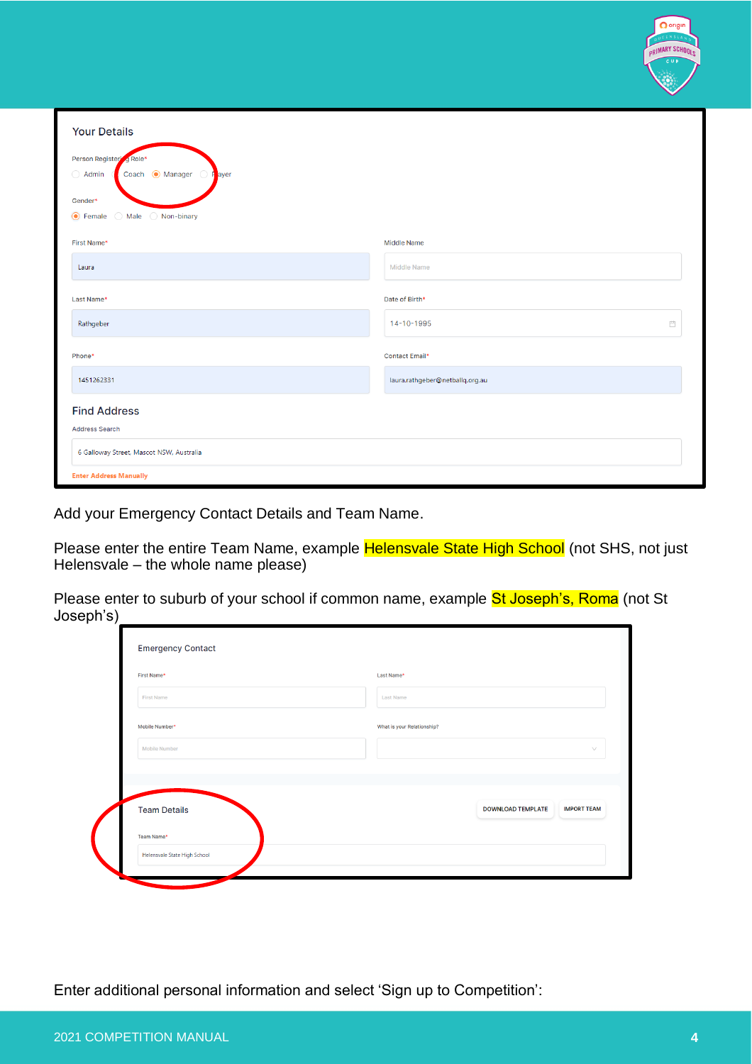### Your Details

Person Registering Role*

○ Admin ○ Coach ◉ Manager ○ Player

Gender*

◉ Female ○ Male ○ Non-binary

| First Name* | Middle Name |
|---|---|
| Laura | Middle Name |

| Last Name* | Date of Birth* |
|---|---|
| Rathgeber | 14-10-1995 |

| Phone* | Contact Email* |
|---|---|
| 1451262331 | laura.rathgeber@netballq.org.au |

### Find Address

Address Search

6 Galloway Street, Mascot NSW, Australia

Enter Address Manually

Add your Emergency Contact Details and Team Name.

Please enter the entire Team Name, example Helensvale State High School (not SHS, not just Helensvale – the whole name please)

Please enter to suburb of your school if common name, example St Joseph's, Roma (not St Joseph's)

### Emergency Contact

| First Name* | Last Name* |
|---|---|
| First Name | Last Name |

| Mobile Number* | What is your Relationship? |
|---|---|
| Mobile Number | |

### Team Details

DOWNLOAD TEMPLATE | IMPORT TEAM

Team Name*

Helensvale State High School

Enter additional personal information and select 'Sign up to Competition':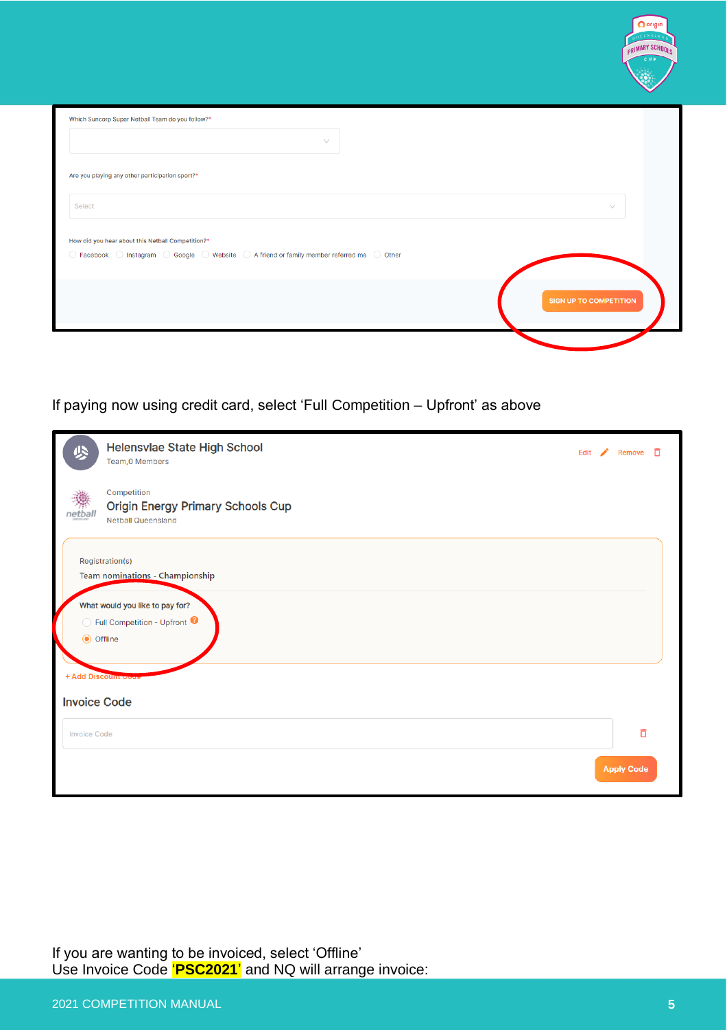Which Suncorp Super Netball Team do you follow?*

Are you playing any other participation sport?*

Select

How did you hear about this Netball Competition?*

Facebook Instagram Google Website A friend or family member referred me Other

SIGN UP TO COMPETITION

If paying now using credit card, select 'Full Competition – Upfront' as above

Helensvlae State High School

Team,0 Members

Edit Remove

Competition

Origin Energy Primary Schools Cup

Netball Queensland

Registration(s)

Team nominations - Championship

What would you like to pay for?

Full Competition - Upfront

Offline

+ Add Discount Code

Invoice Code

Invoice Code

Apply Code

If you are wanting to be invoiced, select 'Offline'
Use Invoice Code '**PSC2021**' and NQ will arrange invoice: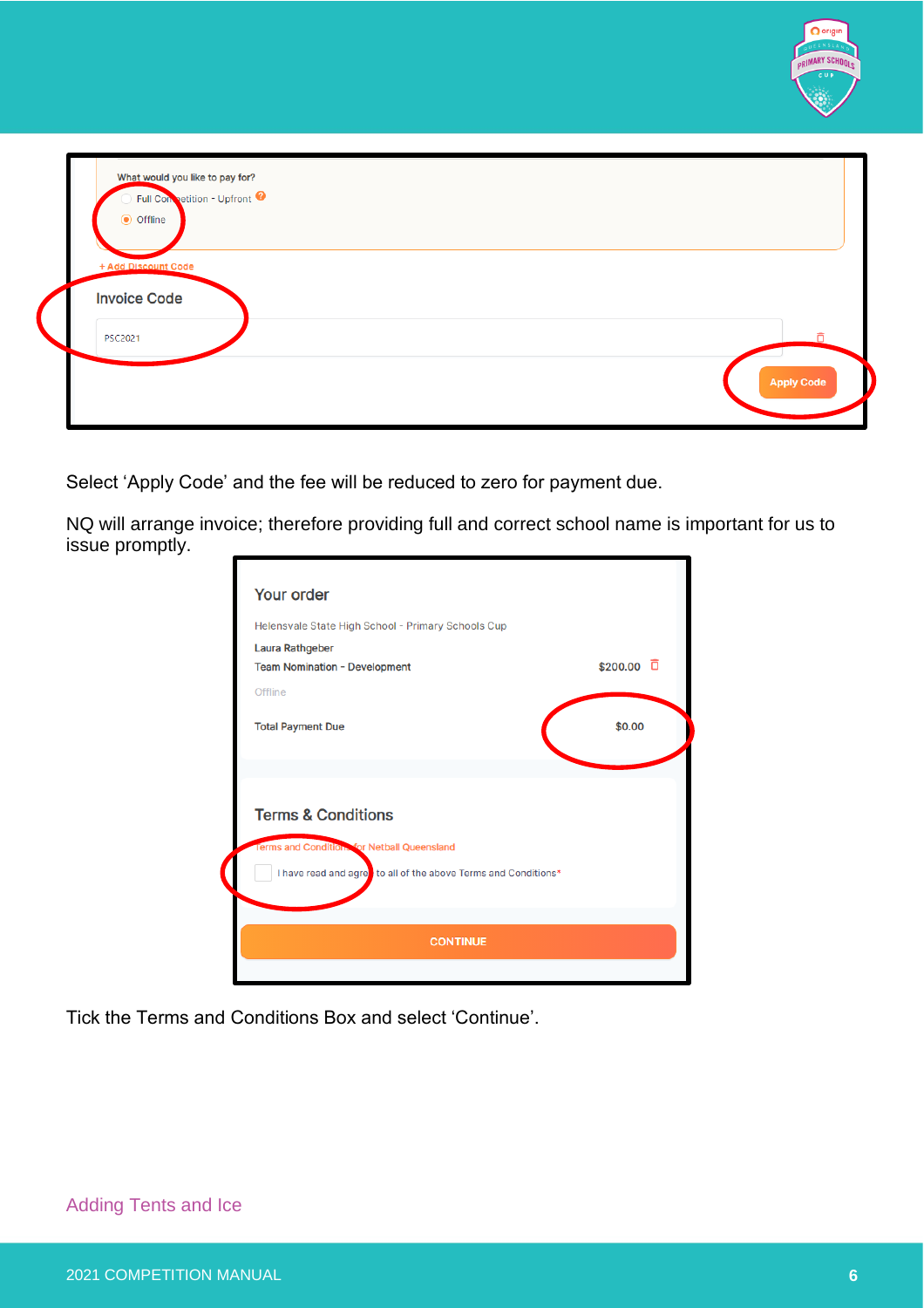What would you like to pay for?

- Full Competition - Upfront
- Offline

+ Add Discount Code

Invoice Code

PSC2021

Apply Code

Select 'Apply Code' and the fee will be reduced to zero for payment due.

NQ will arrange invoice; therefore providing full and correct school name is important for us to issue promptly.

Your order

Helensvale State High School - Primary Schools Cup

Laura Rathgeber

Team Nomination - Development $200.00

Offline

Total Payment Due $0.00

Terms & Conditions

Terms and Conditions for Netball Queensland

I have read and agree to all of the above Terms and Conditions*

CONTINUE

Tick the Terms and Conditions Box and select 'Continue'.

## Adding Tents and Ice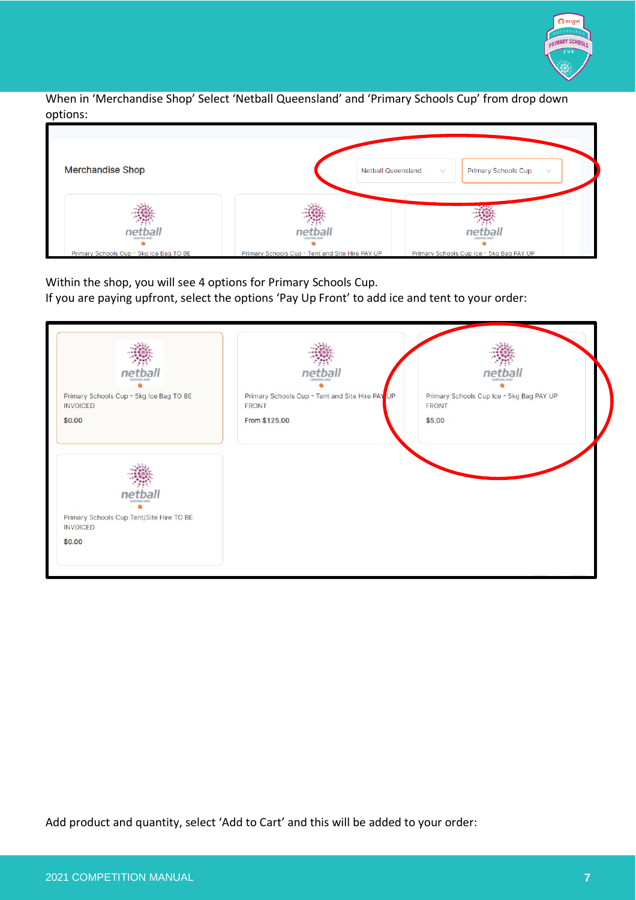When in 'Merchandise Shop' Select 'Netball Queensland' and 'Primary Schools Cup' from drop down options:

Within the shop, you will see 4 options for Primary Schools Cup.
If you are paying upfront, select the options 'Pay Up Front' to add ice and tent to your order:

Add product and quantity, select 'Add to Cart' and this will be added to your order: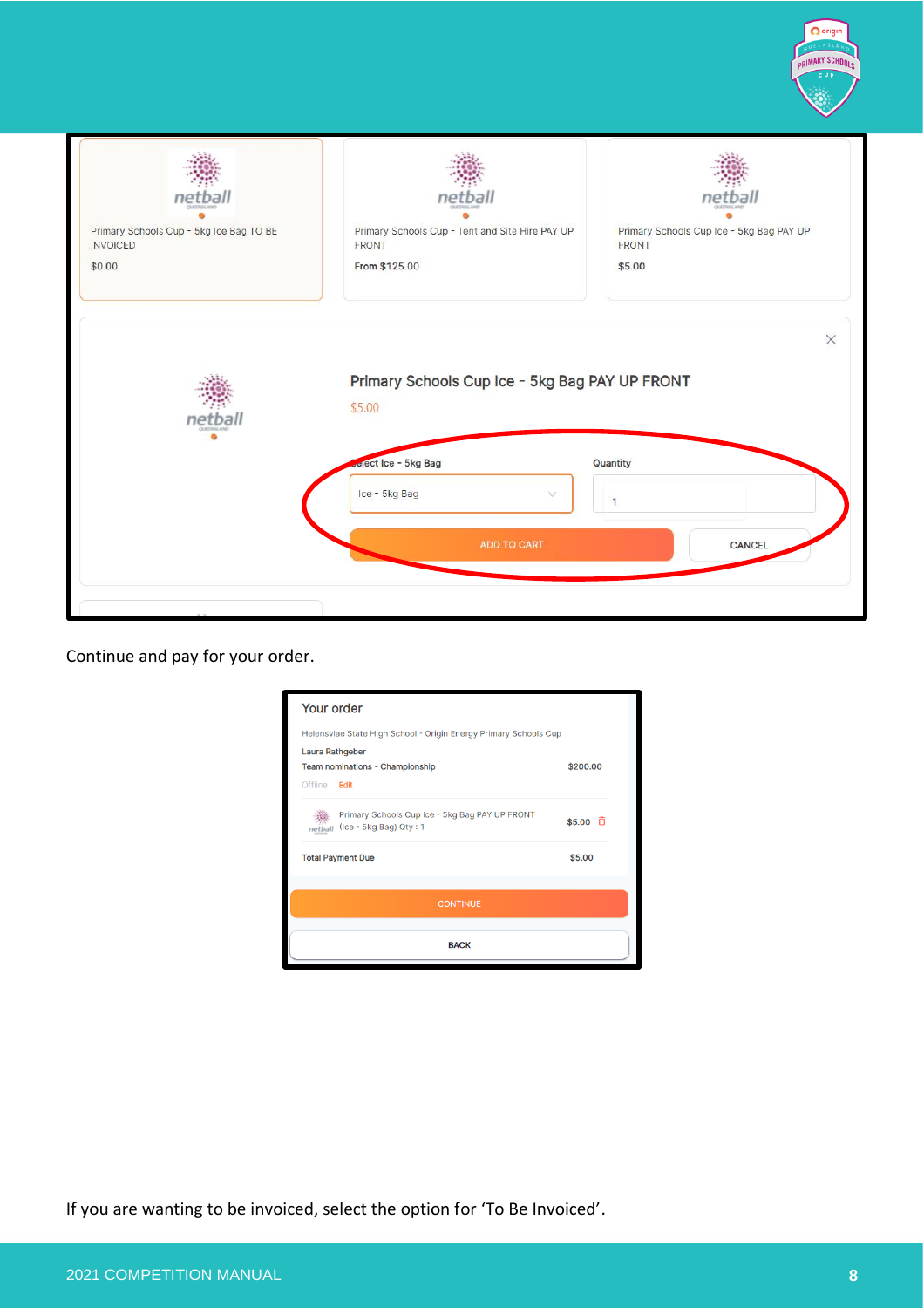Primary Schools Cup - 5kg Ice Bag TO BE INVOICED
$0.00

Primary Schools Cup - Tent and Site Hire PAY UP FRONT
From $125.00

Primary Schools Cup Ice - 5kg Bag PAY UP FRONT
$5.00

Primary Schools Cup Ice - 5kg Bag PAY UP FRONT
$5.00

Select Ice - 5kg Bag: Ice - 5kg Bag
Quantity: 1

ADD TO CART | CANCEL

Continue and pay for your order.

Your order

Helensvlae State High School - Origin Energy Primary Schools Cup

Laura Rathgeber

| Item | Amount |
|---|---|
| Team nominations - Championship (Offline, Edit) | $200.00 |
| Primary Schools Cup Ice - 5kg Bag PAY UP FRONT (Ice - 5kg Bag) Qty : 1 | $5.00 |
| Total Payment Due | $5.00 |

CONTINUE

BACK

If you are wanting to be invoiced, select the option for 'To Be Invoiced'.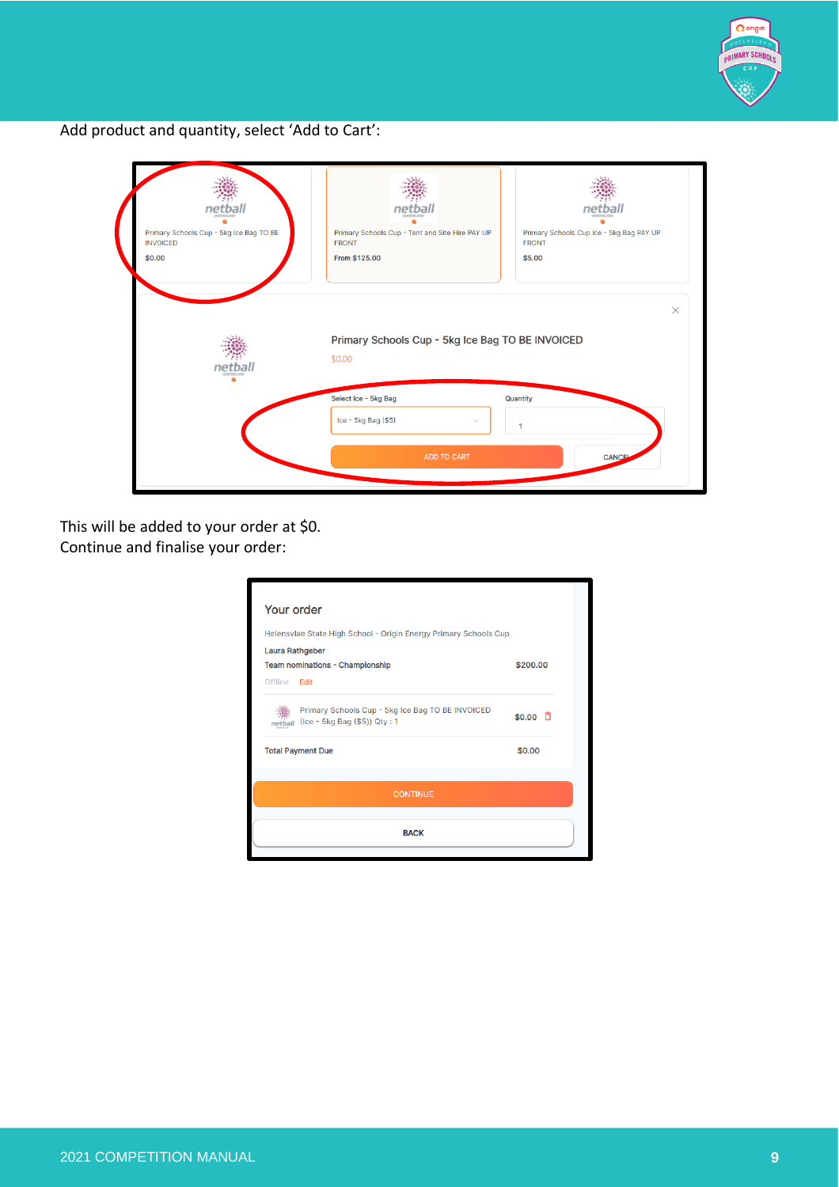Add product and quantity, select 'Add to Cart':

Primary Schools Cup - 5kg Ice Bag TO BE INVOICED
$0.00

Primary Schools Cup - Tent and Site Hire PAY UP FRONT
From $125.00

Primary Schools Cup Ice - 5kg Bag PAY UP FRONT
$5.00

Primary Schools Cup - 5kg Ice Bag TO BE INVOICED
$0.00

Select Ice - 5kg Bag
Ice - 5kg Bag ($5)

Quantity
1

ADD TO CART
CANCEL

This will be added to your order at $0.
Continue and finalise your order:

Your order

Helensvlae State High School - Origin Energy Primary Schools Cup

Laura Rathgeber

| | |
|---|---|
| Team nominations - Championship | $200.00 |
| Offline Edit | |
| Primary Schools Cup - 5kg Ice Bag TO BE INVOICED (Ice - 5kg Bag ($5)) Qty : 1 | $0.00 |
| Total Payment Due | $0.00 |

CONTINUE

BACK